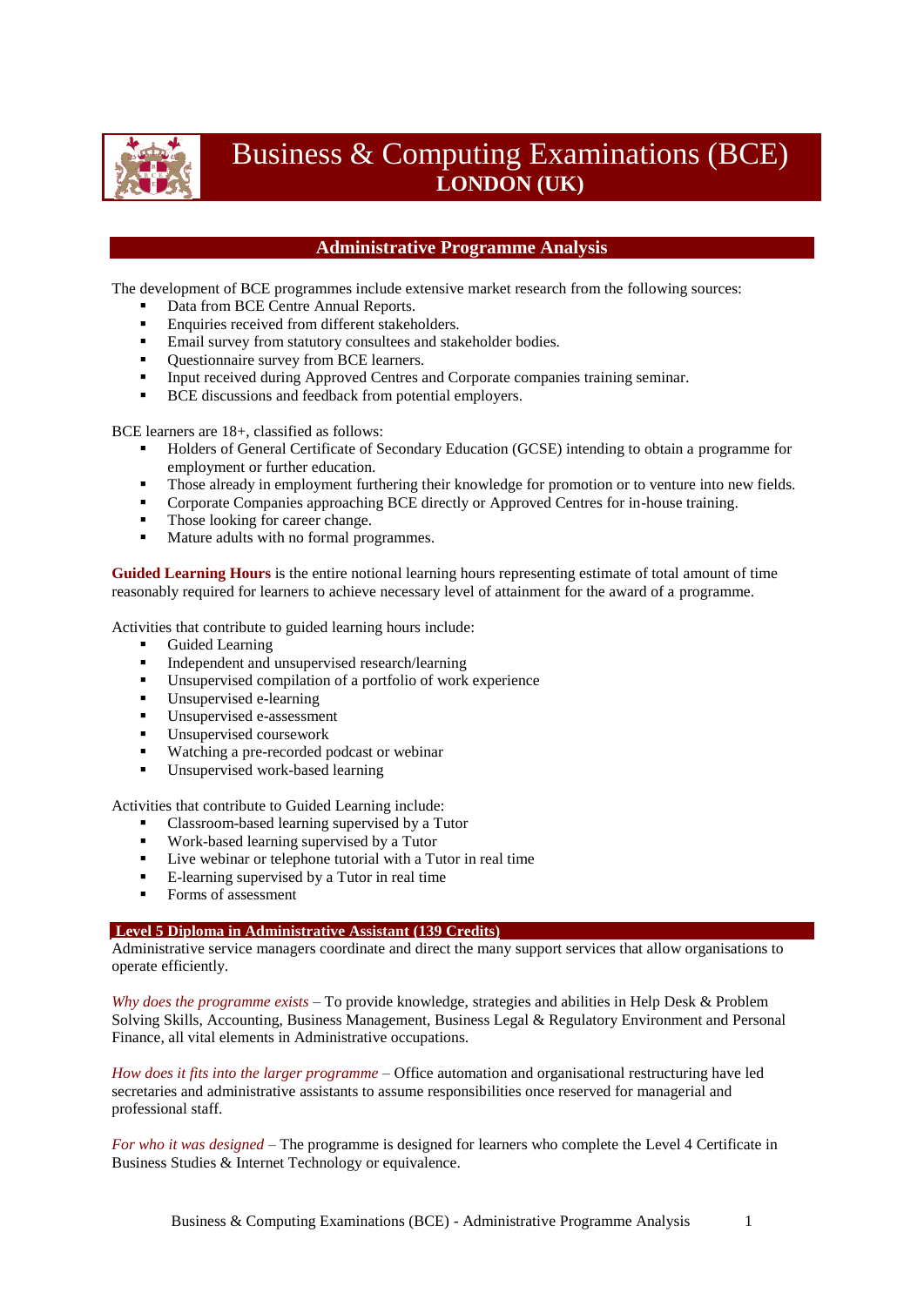# Business & Computing Examinations (BCE)
## LONDON (UK)

## Administrative Programme Analysis

The development of BCE programmes include extensive market research from the following sources:

- Data from BCE Centre Annual Reports.
- Enquiries received from different stakeholders.
- Email survey from statutory consultees and stakeholder bodies.
- Questionnaire survey from BCE learners.
- Input received during Approved Centres and Corporate companies training seminar.
- BCE discussions and feedback from potential employers.

BCE learners are 18+, classified as follows:

- Holders of General Certificate of Secondary Education (GCSE) intending to obtain a programme for employment or further education.
- Those already in employment furthering their knowledge for promotion or to venture into new fields.
- Corporate Companies approaching BCE directly or Approved Centres for in-house training.
- Those looking for career change.
- Mature adults with no formal programmes.

**Guided Learning Hours** is the entire notional learning hours representing estimate of total amount of time reasonably required for learners to achieve necessary level of attainment for the award of a programme.

Activities that contribute to guided learning hours include:

- Guided Learning
- Independent and unsupervised research/learning
- Unsupervised compilation of a portfolio of work experience
- Unsupervised e-learning
- Unsupervised e-assessment
- Unsupervised coursework
- Watching a pre-recorded podcast or webinar
- Unsupervised work-based learning

Activities that contribute to Guided Learning include:

- Classroom-based learning supervised by a Tutor
- Work-based learning supervised by a Tutor
- Live webinar or telephone tutorial with a Tutor in real time
- E-learning supervised by a Tutor in real time
- Forms of assessment

### Level 5 Diploma in Administrative Assistant (139 Credits)

Administrative service managers coordinate and direct the many support services that allow organisations to operate efficiently.

*Why does the programme exists* – To provide knowledge, strategies and abilities in Help Desk & Problem Solving Skills, Accounting, Business Management, Business Legal & Regulatory Environment and Personal Finance, all vital elements in Administrative occupations.

*How does it fits into the larger programme* – Office automation and organisational restructuring have led secretaries and administrative assistants to assume responsibilities once reserved for managerial and professional staff.

*For who it was designed* – The programme is designed for learners who complete the Level 4 Certificate in Business Studies & Internet Technology or equivalence.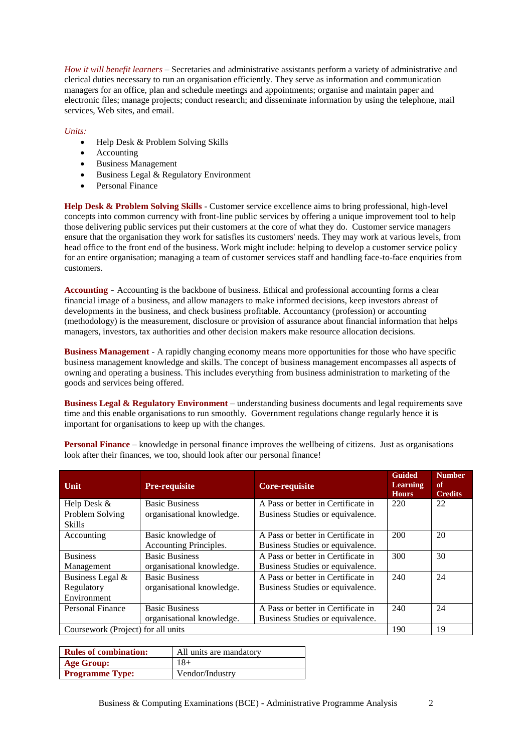*How it will benefit learners* – Secretaries and administrative assistants perform a variety of administrative and clerical duties necessary to run an organisation efficiently. They serve as information and communication managers for an office, plan and schedule meetings and appointments; organise and maintain paper and electronic files; manage projects; conduct research; and disseminate information by using the telephone, mail services, Web sites, and email.

*Units:*

- Help Desk & Problem Solving Skills
- Accounting
- Business Management
- Business Legal & Regulatory Environment
- Personal Finance

**Help Desk & Problem Solving Skills** - Customer service excellence aims to bring professional, high-level concepts into common currency with front-line public services by offering a unique improvement tool to help those delivering public services put their customers at the core of what they do. Customer service managers ensure that the organisation they work for satisfies its customers' needs. They may work at various levels, from head office to the front end of the business. Work might include: helping to develop a customer service policy for an entire organisation; managing a team of customer services staff and handling face-to-face enquiries from customers.

**Accounting** - Accounting is the backbone of business. Ethical and professional accounting forms a clear financial image of a business, and allow managers to make informed decisions, keep investors abreast of developments in the business, and check business profitable. Accountancy (profession) or accounting (methodology) is the measurement, disclosure or provision of assurance about financial information that helps managers, investors, tax authorities and other decision makers make resource allocation decisions.

**Business Management** - A rapidly changing economy means more opportunities for those who have specific business management knowledge and skills. The concept of business management encompasses all aspects of owning and operating a business. This includes everything from business administration to marketing of the goods and services being offered.

**Business Legal & Regulatory Environment** – understanding business documents and legal requirements save time and this enable organisations to run smoothly. Government regulations change regularly hence it is important for organisations to keep up with the changes.

**Personal Finance** – knowledge in personal finance improves the wellbeing of citizens. Just as organisations look after their finances, we too, should look after our personal finance!

| Unit | Pre-requisite | Core-requisite | Guided Learning Hours | Number of Credits |
|---|---|---|---|---|
| Help Desk & Problem Solving Skills | Basic Business organisational knowledge. | A Pass or better in Certificate in Business Studies or equivalence. | 220 | 22 |
| Accounting | Basic knowledge of Accounting Principles. | A Pass or better in Certificate in Business Studies or equivalence. | 200 | 20 |
| Business Management | Basic Business organisational knowledge. | A Pass or better in Certificate in Business Studies or equivalence. | 300 | 30 |
| Business Legal & Regulatory Environment | Basic Business organisational knowledge. | A Pass or better in Certificate in Business Studies or equivalence. | 240 | 24 |
| Personal Finance | Basic Business organisational knowledge. | A Pass or better in Certificate in Business Studies or equivalence. | 240 | 24 |
| Coursework (Project) for all units | | | 190 | 19 |

| | |
|---|---|
| **Rules of combination:** | All units are mandatory |
| **Age Group:** | 18+ |
| **Programme Type:** | Vendor/Industry |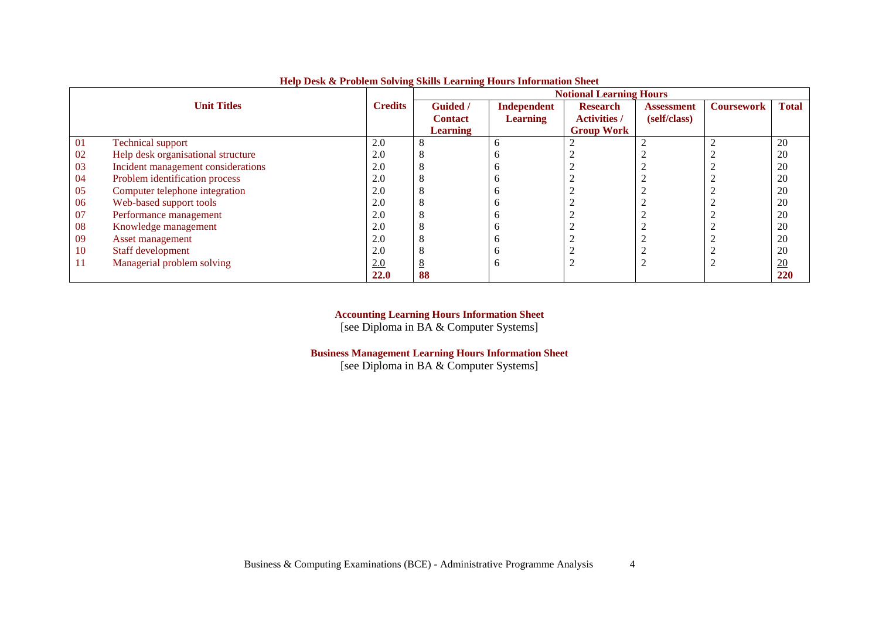**Help Desk & Problem Solving Skills Learning Hours Information Sheet**

| Unit Titles | | Credits | Notional Learning Hours | | | | | |
|---|---|---|---|---|---|---|---|---|
| | | | Guided / Contact Learning | Independent Learning | Research Activities / Group Work | Assessment (self/class) | Coursework | Total |
| 01 | Technical support | 2.0 | 8 | 6 | 2 | 2 | 2 | 20 |
| 02 | Help desk organisational structure | 2.0 | 8 | 6 | 2 | 2 | 2 | 20 |
| 03 | Incident management considerations | 2.0 | 8 | 6 | 2 | 2 | 2 | 20 |
| 04 | Problem identification process | 2.0 | 8 | 6 | 2 | 2 | 2 | 20 |
| 05 | Computer telephone integration | 2.0 | 8 | 6 | 2 | 2 | 2 | 20 |
| 06 | Web-based support tools | 2.0 | 8 | 6 | 2 | 2 | 2 | 20 |
| 07 | Performance management | 2.0 | 8 | 6 | 2 | 2 | 2 | 20 |
| 08 | Knowledge management | 2.0 | 8 | 6 | 2 | 2 | 2 | 20 |
| 09 | Asset management | 2.0 | 8 | 6 | 2 | 2 | 2 | 20 |
| 10 | Staff development | 2.0 | 8 | 6 | 2 | 2 | 2 | 20 |
| 11 | Managerial problem solving | 2.0 | 8 | 6 | 2 | 2 | 2 | 20 |
| | | **22.0** | **88** | | | | | **220** |

**Accounting Learning Hours Information Sheet**
[see Diploma in BA & Computer Systems]

**Business Management Learning Hours Information Sheet**
[see Diploma in BA & Computer Systems]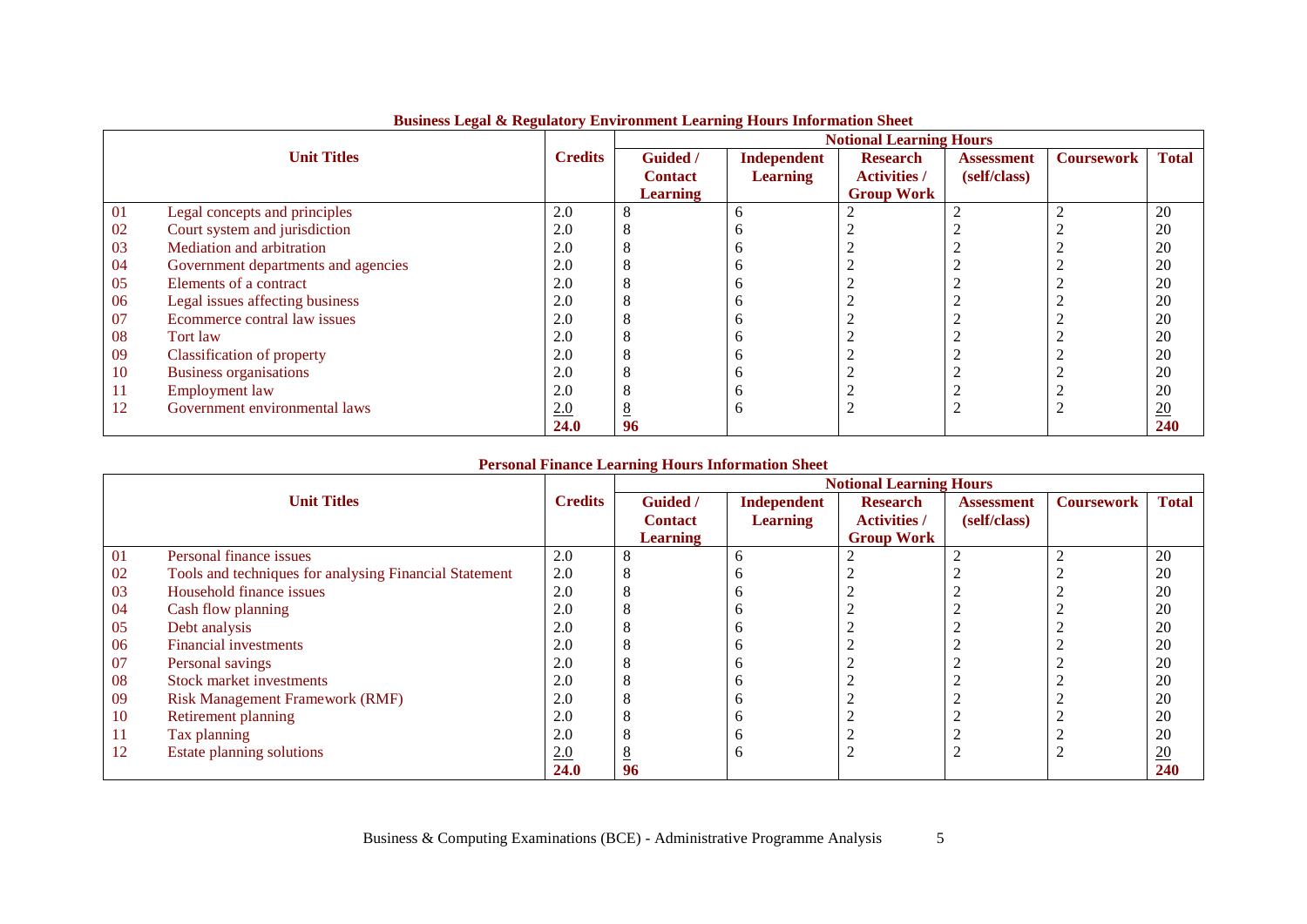**Business Legal & Regulatory Environment Learning Hours Information Sheet**

| Unit Titles | | Credits | Notional Learning Hours | | | | | |
|---|---|---|---|---|---|---|---|---|
| | | | Guided / Contact Learning | Independent Learning | Research Activities / Group Work | Assessment (self/class) | Coursework | Total |
| 01 | Legal concepts and principles | 2.0 | 8 | 6 | 2 | 2 | 2 | 20 |
| 02 | Court system and jurisdiction | 2.0 | 8 | 6 | 2 | 2 | 2 | 20 |
| 03 | Mediation and arbitration | 2.0 | 8 | 6 | 2 | 2 | 2 | 20 |
| 04 | Government departments and agencies | 2.0 | 8 | 6 | 2 | 2 | 2 | 20 |
| 05 | Elements of a contract | 2.0 | 8 | 6 | 2 | 2 | 2 | 20 |
| 06 | Legal issues affecting business | 2.0 | 8 | 6 | 2 | 2 | 2 | 20 |
| 07 | Ecommerce contral law issues | 2.0 | 8 | 6 | 2 | 2 | 2 | 20 |
| 08 | Tort law | 2.0 | 8 | 6 | 2 | 2 | 2 | 20 |
| 09 | Classification of property | 2.0 | 8 | 6 | 2 | 2 | 2 | 20 |
| 10 | Business organisations | 2.0 | 8 | 6 | 2 | 2 | 2 | 20 |
| 11 | Employment law | 2.0 | 8 | 6 | 2 | 2 | 2 | 20 |
| 12 | Government environmental laws | 2.0 | 8 | 6 | 2 | 2 | 2 | 20 |
| | | **24.0** | **96** | | | | | **240** |

**Personal Finance Learning Hours Information Sheet**

| Unit Titles | | Credits | Notional Learning Hours | | | | | |
|---|---|---|---|---|---|---|---|---|
| | | | Guided / Contact Learning | Independent Learning | Research Activities / Group Work | Assessment (self/class) | Coursework | Total |
| 01 | Personal finance issues | 2.0 | 8 | 6 | 2 | 2 | 2 | 20 |
| 02 | Tools and techniques for analysing Financial Statement | 2.0 | 8 | 6 | 2 | 2 | 2 | 20 |
| 03 | Household finance issues | 2.0 | 8 | 6 | 2 | 2 | 2 | 20 |
| 04 | Cash flow planning | 2.0 | 8 | 6 | 2 | 2 | 2 | 20 |
| 05 | Debt analysis | 2.0 | 8 | 6 | 2 | 2 | 2 | 20 |
| 06 | Financial investments | 2.0 | 8 | 6 | 2 | 2 | 2 | 20 |
| 07 | Personal savings | 2.0 | 8 | 6 | 2 | 2 | 2 | 20 |
| 08 | Stock market investments | 2.0 | 8 | 6 | 2 | 2 | 2 | 20 |
| 09 | Risk Management Framework (RMF) | 2.0 | 8 | 6 | 2 | 2 | 2 | 20 |
| 10 | Retirement planning | 2.0 | 8 | 6 | 2 | 2 | 2 | 20 |
| 11 | Tax planning | 2.0 | 8 | 6 | 2 | 2 | 2 | 20 |
| 12 | Estate planning solutions | 2.0 | 8 | 6 | 2 | 2 | 2 | 20 |
| | | **24.0** | **96** | | | | | **240** |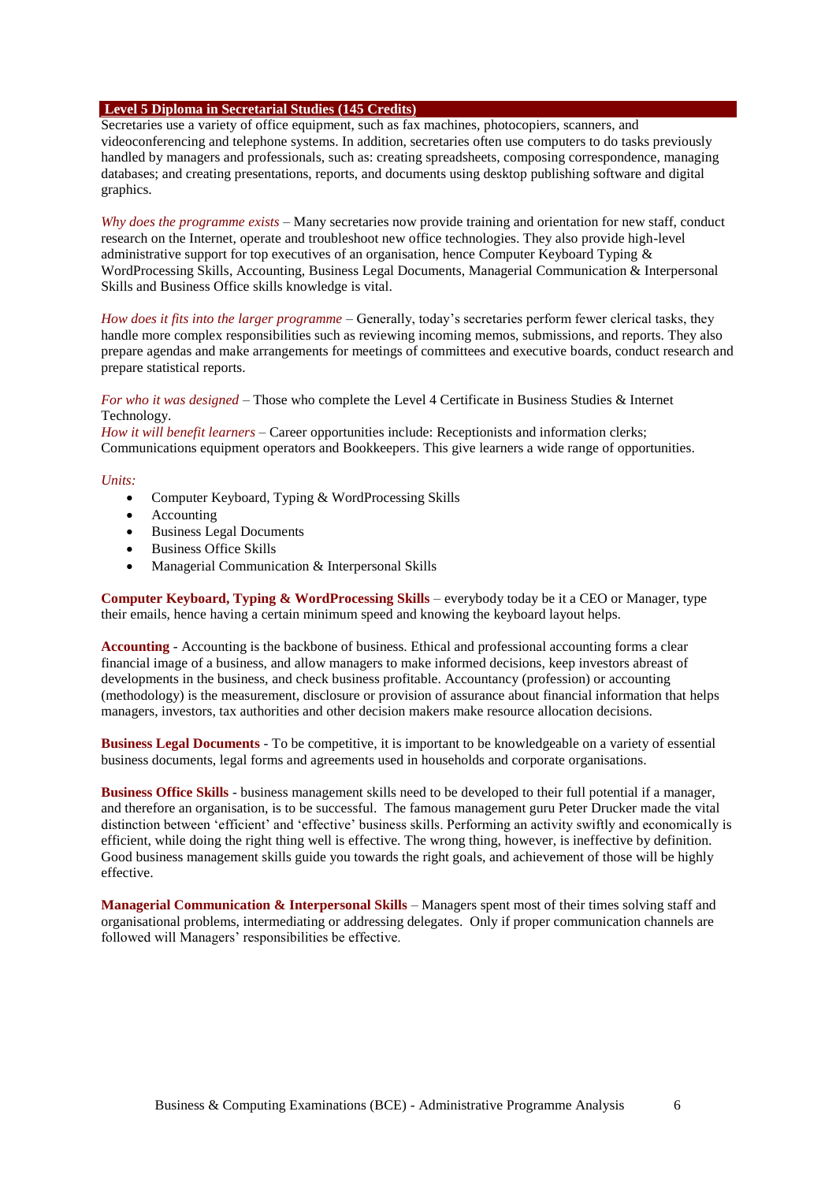## Level 5 Diploma in Secretarial Studies (145 Credits)

Secretaries use a variety of office equipment, such as fax machines, photocopiers, scanners, and videoconferencing and telephone systems. In addition, secretaries often use computers to do tasks previously handled by managers and professionals, such as: creating spreadsheets, composing correspondence, managing databases; and creating presentations, reports, and documents using desktop publishing software and digital graphics.

*Why does the programme exists* – Many secretaries now provide training and orientation for new staff, conduct research on the Internet, operate and troubleshoot new office technologies. They also provide high-level administrative support for top executives of an organisation, hence Computer Keyboard Typing & WordProcessing Skills, Accounting, Business Legal Documents, Managerial Communication & Interpersonal Skills and Business Office skills knowledge is vital.

*How does it fits into the larger programme* – Generally, today's secretaries perform fewer clerical tasks, they handle more complex responsibilities such as reviewing incoming memos, submissions, and reports. They also prepare agendas and make arrangements for meetings of committees and executive boards, conduct research and prepare statistical reports.

*For who it was designed* – Those who complete the Level 4 Certificate in Business Studies & Internet Technology.
*How it will benefit learners* – Career opportunities include: Receptionists and information clerks; Communications equipment operators and Bookkeepers. This give learners a wide range of opportunities.

*Units:*

- Computer Keyboard, Typing & WordProcessing Skills
- Accounting
- Business Legal Documents
- Business Office Skills
- Managerial Communication & Interpersonal Skills

**Computer Keyboard, Typing & WordProcessing Skills** – everybody today be it a CEO or Manager, type their emails, hence having a certain minimum speed and knowing the keyboard layout helps.

**Accounting** - Accounting is the backbone of business. Ethical and professional accounting forms a clear financial image of a business, and allow managers to make informed decisions, keep investors abreast of developments in the business, and check business profitable. Accountancy (profession) or accounting (methodology) is the measurement, disclosure or provision of assurance about financial information that helps managers, investors, tax authorities and other decision makers make resource allocation decisions.

**Business Legal Documents** - To be competitive, it is important to be knowledgeable on a variety of essential business documents, legal forms and agreements used in households and corporate organisations.

**Business Office Skills** - business management skills need to be developed to their full potential if a manager, and therefore an organisation, is to be successful. The famous management guru Peter Drucker made the vital distinction between 'efficient' and 'effective' business skills. Performing an activity swiftly and economically is efficient, while doing the right thing well is effective. The wrong thing, however, is ineffective by definition. Good business management skills guide you towards the right goals, and achievement of those will be highly effective.

**Managerial Communication & Interpersonal Skills** – Managers spent most of their times solving staff and organisational problems, intermediating or addressing delegates. Only if proper communication channels are followed will Managers' responsibilities be effective.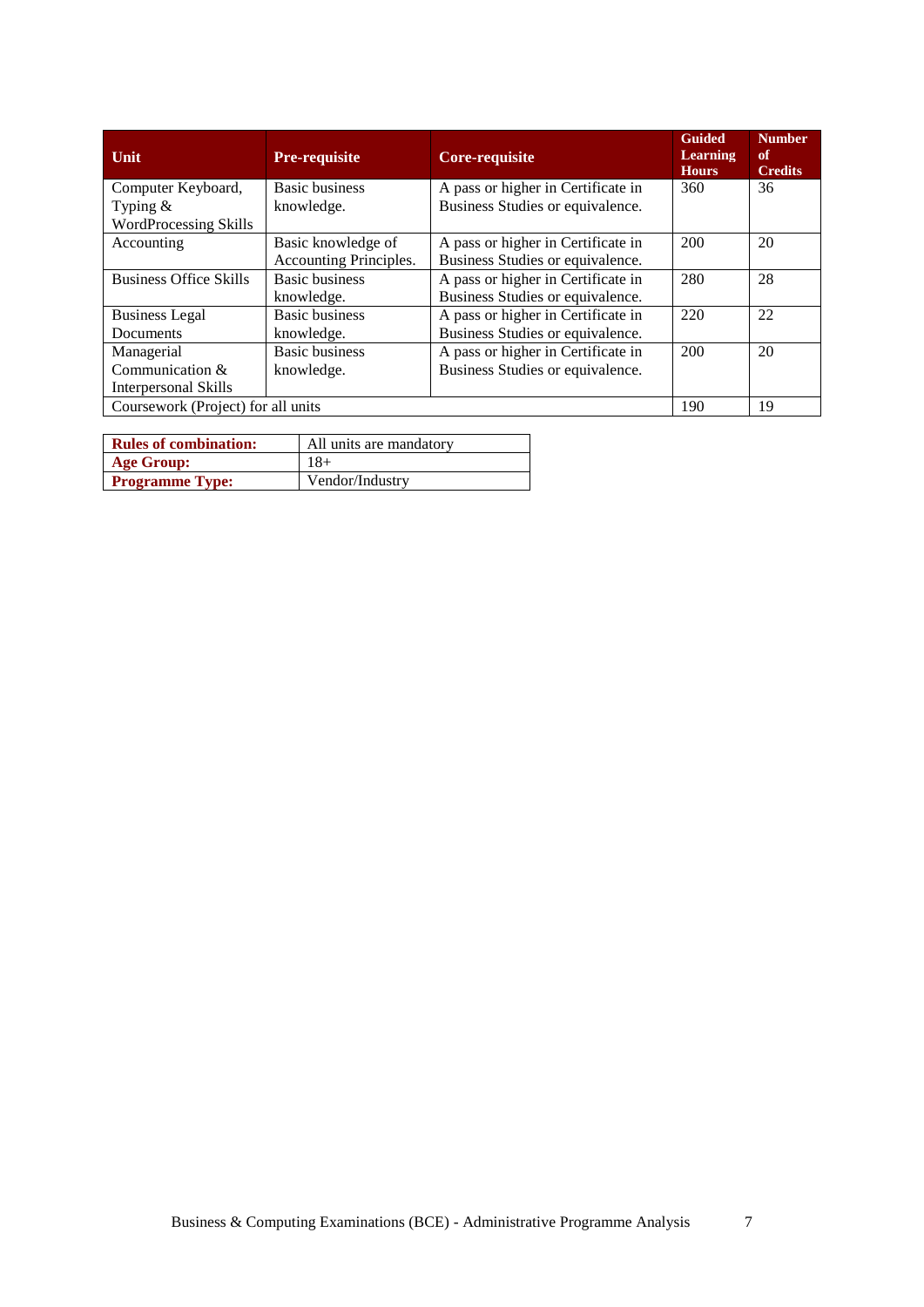| Unit | Pre-requisite | Core-requisite | Guided Learning Hours | Number of Credits |
|---|---|---|---|---|
| Computer Keyboard, Typing & WordProcessing Skills | Basic business knowledge. | A pass or higher in Certificate in Business Studies or equivalence. | 360 | 36 |
| Accounting | Basic knowledge of Accounting Principles. | A pass or higher in Certificate in Business Studies or equivalence. | 200 | 20 |
| Business Office Skills | Basic business knowledge. | A pass or higher in Certificate in Business Studies or equivalence. | 280 | 28 |
| Business Legal Documents | Basic business knowledge. | A pass or higher in Certificate in Business Studies or equivalence. | 220 | 22 |
| Managerial Communication & Interpersonal Skills | Basic business knowledge. | A pass or higher in Certificate in Business Studies or equivalence. | 200 | 20 |
| Coursework (Project) for all units | | | 190 | 19 |

| | |
|---|---|
| **Rules of combination:** | All units are mandatory |
| **Age Group:** | 18+ |
| **Programme Type:** | Vendor/Industry |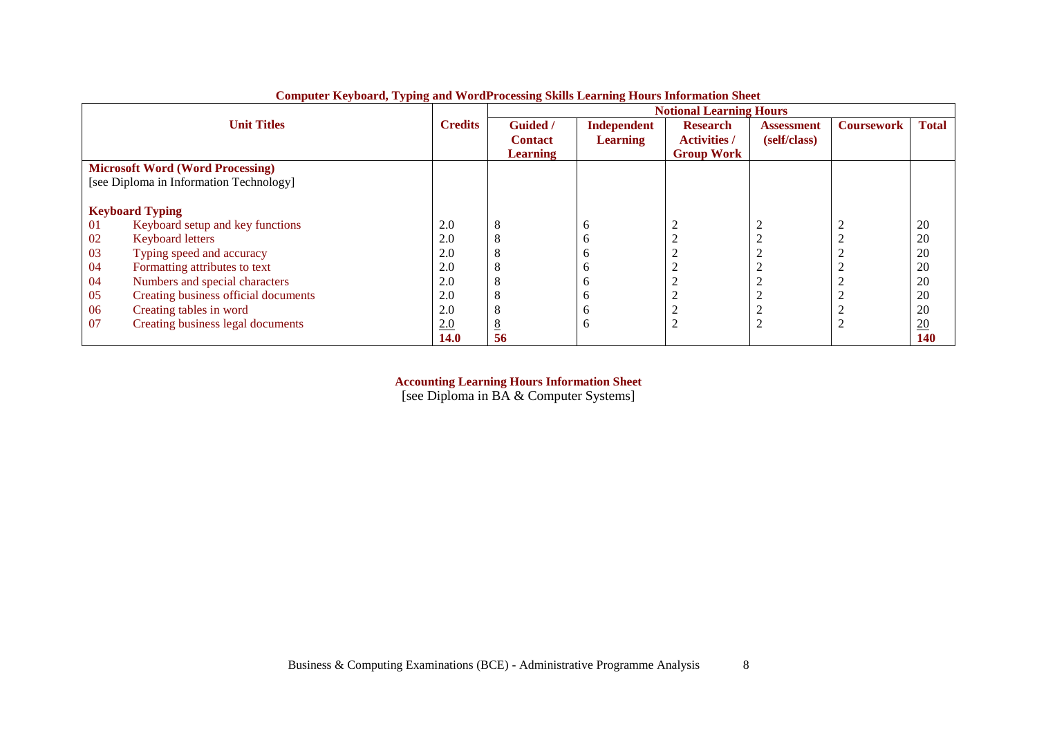**Computer Keyboard, Typing and WordProcessing Skills Learning Hours Information Sheet**

| Unit Titles | | Credits | Notional Learning Hours | | | | | |
|---|---|---|---|---|---|---|---|---|
| | | | Guided / Contact Learning | Independent Learning | Research Activities / Group Work | Assessment (self/class) | Coursework | Total |
| **Microsoft Word (Word Processing)** | | | | | | | | |
| [see Diploma in Information Technology] | | | | | | | | |
| **Keyboard Typing** | | | | | | | | |
| 01 | Keyboard setup and key functions | 2.0 | 8 | 6 | 2 | 2 | 2 | 20 |
| 02 | Keyboard letters | 2.0 | 8 | 6 | 2 | 2 | 2 | 20 |
| 03 | Typing speed and accuracy | 2.0 | 8 | 6 | 2 | 2 | 2 | 20 |
| 04 | Formatting attributes to text | 2.0 | 8 | 6 | 2 | 2 | 2 | 20 |
| 04 | Numbers and special characters | 2.0 | 8 | 6 | 2 | 2 | 2 | 20 |
| 05 | Creating business official documents | 2.0 | 8 | 6 | 2 | 2 | 2 | 20 |
| 06 | Creating tables in word | 2.0 | 8 | 6 | 2 | 2 | 2 | 20 |
| 07 | Creating business legal documents | 2.0 | 8 | 6 | 2 | 2 | 2 | 20 |
| | | **14.0** | **56** | | | | | **140** |

**Accounting Learning Hours Information Sheet**

[see Diploma in BA & Computer Systems]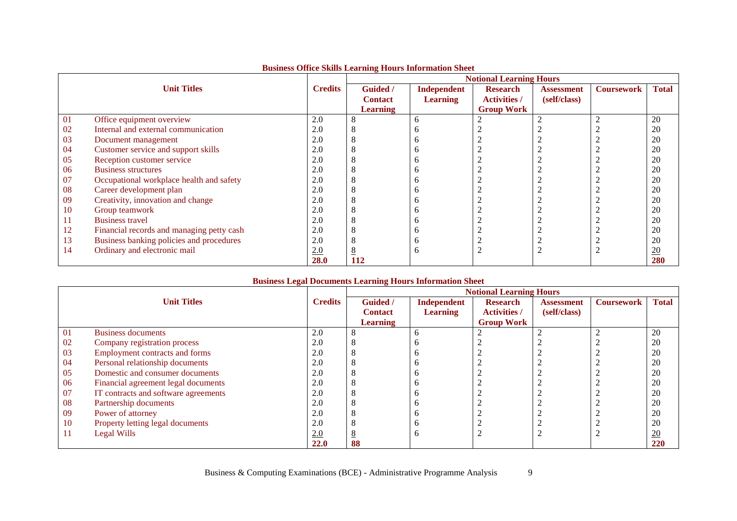**Business Office Skills Learning Hours Information Sheet**

| Unit Titles | | Credits | Notional Learning Hours | | | | | |
|---|---|---|---|---|---|---|---|---|
| | | | Guided / Contact Learning | Independent Learning | Research Activities / Group Work | Assessment (self/class) | Coursework | Total |
| 01 | Office equipment overview | 2.0 | 8 | 6 | 2 | 2 | 2 | 20 |
| 02 | Internal and external communication | 2.0 | 8 | 6 | 2 | 2 | 2 | 20 |
| 03 | Document management | 2.0 | 8 | 6 | 2 | 2 | 2 | 20 |
| 04 | Customer service and support skills | 2.0 | 8 | 6 | 2 | 2 | 2 | 20 |
| 05 | Reception customer service | 2.0 | 8 | 6 | 2 | 2 | 2 | 20 |
| 06 | Business structures | 2.0 | 8 | 6 | 2 | 2 | 2 | 20 |
| 07 | Occupational workplace health and safety | 2.0 | 8 | 6 | 2 | 2 | 2 | 20 |
| 08 | Career development plan | 2.0 | 8 | 6 | 2 | 2 | 2 | 20 |
| 09 | Creativity, innovation and change | 2.0 | 8 | 6 | 2 | 2 | 2 | 20 |
| 10 | Group teamwork | 2.0 | 8 | 6 | 2 | 2 | 2 | 20 |
| 11 | Business travel | 2.0 | 8 | 6 | 2 | 2 | 2 | 20 |
| 12 | Financial records and managing petty cash | 2.0 | 8 | 6 | 2 | 2 | 2 | 20 |
| 13 | Business banking policies and procedures | 2.0 | 8 | 6 | 2 | 2 | 2 | 20 |
| 14 | Ordinary and electronic mail | 2.0 | 8 | 6 | 2 | 2 | 2 | 20 |
| | | **28.0** | **112** | | | | | **280** |

**Business Legal Documents Learning Hours Information Sheet**

| Unit Titles | | Credits | Notional Learning Hours | | | | | |
|---|---|---|---|---|---|---|---|---|
| | | | Guided / Contact Learning | Independent Learning | Research Activities / Group Work | Assessment (self/class) | Coursework | Total |
| 01 | Business documents | 2.0 | 8 | 6 | 2 | 2 | 2 | 20 |
| 02 | Company registration process | 2.0 | 8 | 6 | 2 | 2 | 2 | 20 |
| 03 | Employment contracts and forms | 2.0 | 8 | 6 | 2 | 2 | 2 | 20 |
| 04 | Personal relationship documents | 2.0 | 8 | 6 | 2 | 2 | 2 | 20 |
| 05 | Domestic and consumer documents | 2.0 | 8 | 6 | 2 | 2 | 2 | 20 |
| 06 | Financial agreement legal documents | 2.0 | 8 | 6 | 2 | 2 | 2 | 20 |
| 07 | IT contracts and software agreements | 2.0 | 8 | 6 | 2 | 2 | 2 | 20 |
| 08 | Partnership documents | 2.0 | 8 | 6 | 2 | 2 | 2 | 20 |
| 09 | Power of attorney | 2.0 | 8 | 6 | 2 | 2 | 2 | 20 |
| 10 | Property letting legal documents | 2.0 | 8 | 6 | 2 | 2 | 2 | 20 |
| 11 | Legal Wills | 2.0 | 8 | 6 | 2 | 2 | 2 | 20 |
| | | **22.0** | **88** | | | | | **220** |

Business & Computing Examinations (BCE) - Administrative Programme Analysis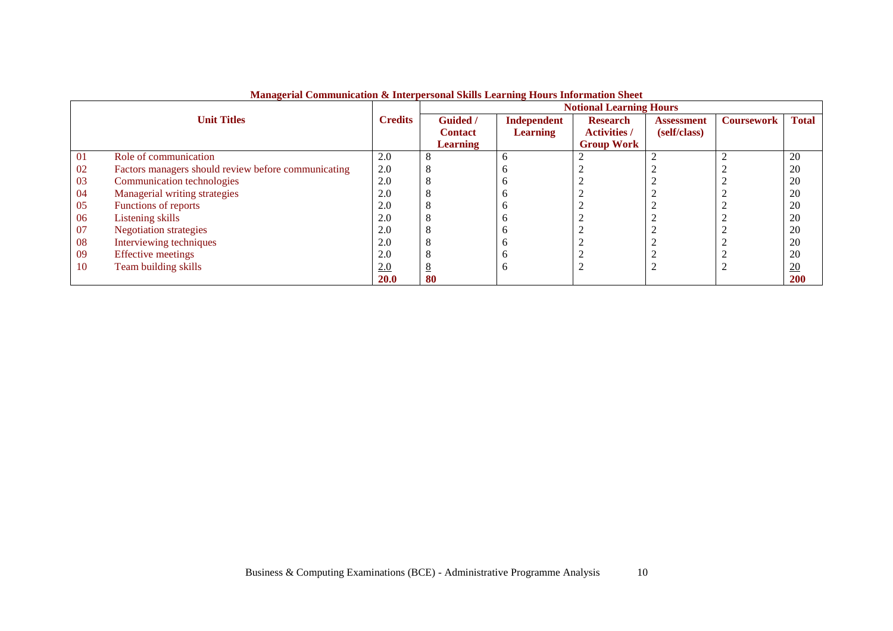**Managerial Communication & Interpersonal Skills Learning Hours Information Sheet**

| Unit Titles | | Credits | Notional Learning Hours | | | | | |
|---|---|---|---|---|---|---|---|---|
| | | | Guided / Contact Learning | Independent Learning | Research Activities / Group Work | Assessment (self/class) | Coursework | Total |
| 01 | Role of communication | 2.0 | 8 | 6 | 2 | 2 | 2 | 20 |
| 02 | Factors managers should review before communicating | 2.0 | 8 | 6 | 2 | 2 | 2 | 20 |
| 03 | Communication technologies | 2.0 | 8 | 6 | 2 | 2 | 2 | 20 |
| 04 | Managerial writing strategies | 2.0 | 8 | 6 | 2 | 2 | 2 | 20 |
| 05 | Functions of reports | 2.0 | 8 | 6 | 2 | 2 | 2 | 20 |
| 06 | Listening skills | 2.0 | 8 | 6 | 2 | 2 | 2 | 20 |
| 07 | Negotiation strategies | 2.0 | 8 | 6 | 2 | 2 | 2 | 20 |
| 08 | Interviewing techniques | 2.0 | 8 | 6 | 2 | 2 | 2 | 20 |
| 09 | Effective meetings | 2.0 | 8 | 6 | 2 | 2 | 2 | 20 |
| 10 | Team building skills | 2.0 | 8 | 6 | 2 | 2 | 2 | 20 |
| | | **20.0** | **80** | | | | | **200** |